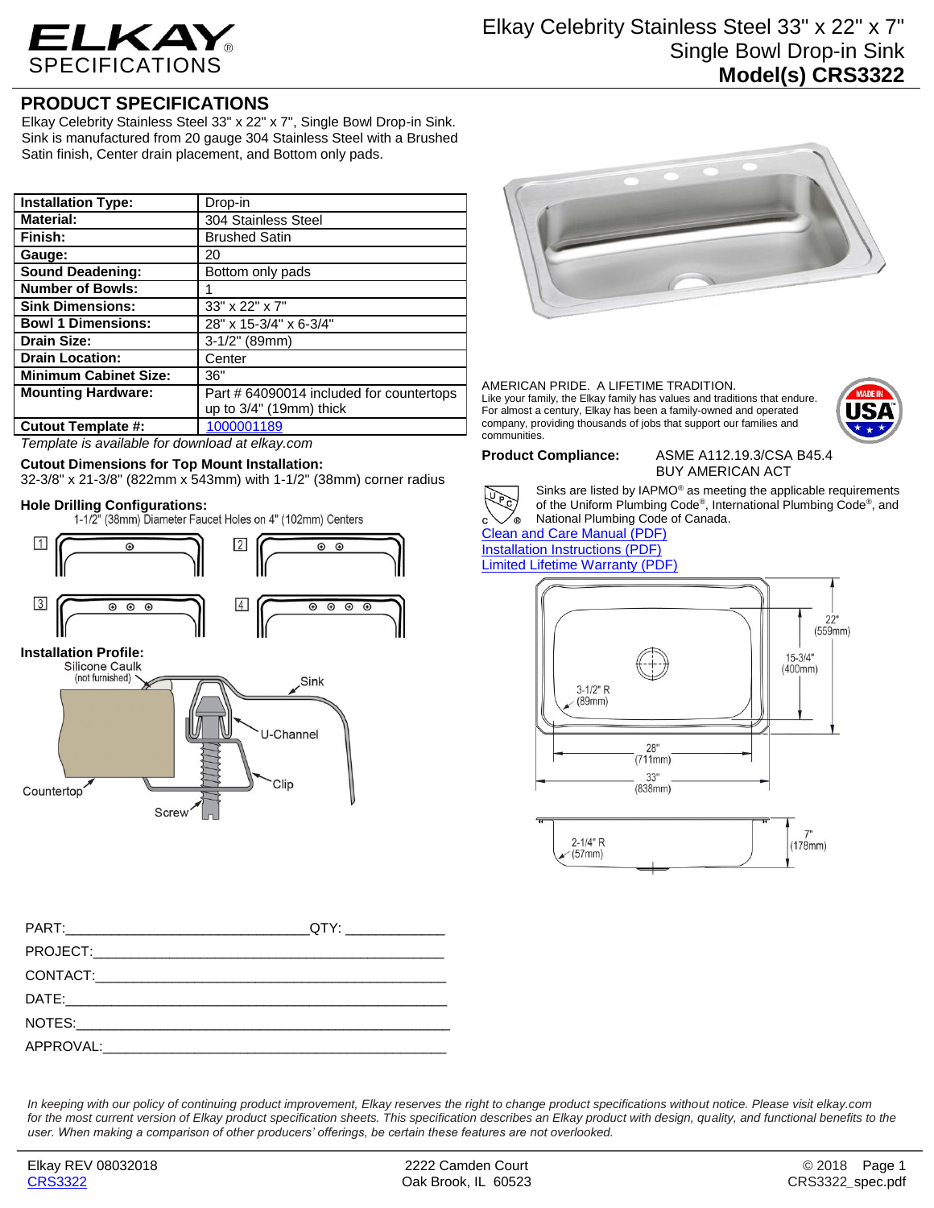# Elkay Celebrity Stainless Steel 33" x 22" x 7" Single Bowl Drop-in Sink

## Model(s) CRS3322

ELKAY SPECIFICATIONS

## PRODUCT SPECIFICATIONS

Elkay Celebrity Stainless Steel 33" x 22" x 7", Single Bowl Drop-in Sink. Sink is manufactured from 20 gauge 304 Stainless Steel with a Brushed Satin finish, Center drain placement, and Bottom only pads.

| | |
|---|---|
| **Installation Type:** | Drop-in |
| **Material:** | 304 Stainless Steel |
| **Finish:** | Brushed Satin |
| **Gauge:** | 20 |
| **Sound Deadening:** | Bottom only pads |
| **Number of Bowls:** | 1 |
| **Sink Dimensions:** | 33" x 22" x 7" |
| **Bowl 1 Dimensions:** | 28" x 15-3/4" x 6-3/4" |
| **Drain Size:** | 3-1/2" (89mm) |
| **Drain Location:** | Center |
| **Minimum Cabinet Size:** | 36" |
| **Mounting Hardware:** | Part # 64090014 included for countertops up to 3/4" (19mm) thick |
| **Cutout Template #:** | 1000001189 |

*Template is available for download at elkay.com*

**Cutout Dimensions for Top Mount Installation:**
32-3/8" x 21-3/8" (822mm x 543mm) with 1-1/2" (38mm) corner radius

**Hole Drilling Configurations:**
1-1/2" (38mm) Diameter Faucet Holes on 4" (102mm) Centers

1 2 3 4

**Installation Profile:**
Silicone Caulk (not furnished), Sink, U-Channel, Clip, Countertop, Screw

AMERICAN PRIDE. A LIFETIME TRADITION.
Like your family, the Elkay family has values and traditions that endure. For almost a century, Elkay has been a family-owned and operated company, providing thousands of jobs that support our families and communities.

MADE IN USA

**Product Compliance:** ASME A112.19.3/CSA B45.4
BUY AMERICAN ACT

Sinks are listed by IAPMO® as meeting the applicable requirements of the Uniform Plumbing Code®, International Plumbing Code®, and National Plumbing Code of Canada.

Clean and Care Manual (PDF)
Installation Instructions (PDF)
Limited Lifetime Warranty (PDF)

22" (559mm)
15-3/4" (400mm)
3-1/2" R (89mm)
28" (711mm)
33" (838mm)
2-1/4" R (57mm)
7" (178mm)

PART:_______________________________QTY: ____________
PROJECT:____________________________________________
CONTACT:____________________________________________
DATE:_______________________________________________
NOTES:______________________________________________
APPROVAL:___________________________________________

*In keeping with our policy of continuing product improvement, Elkay reserves the right to change product specifications without notice. Please visit elkay.com for the most current version of Elkay product specification sheets. This specification describes an Elkay product with design, quality, and functional benefits to the user. When making a comparison of other producers' offerings, be certain these features are not overlooked.*

Elkay REV 08032018
CRS3322

2222 Camden Court
Oak Brook, IL 60523

© 2018
CRS3322_spec.pdf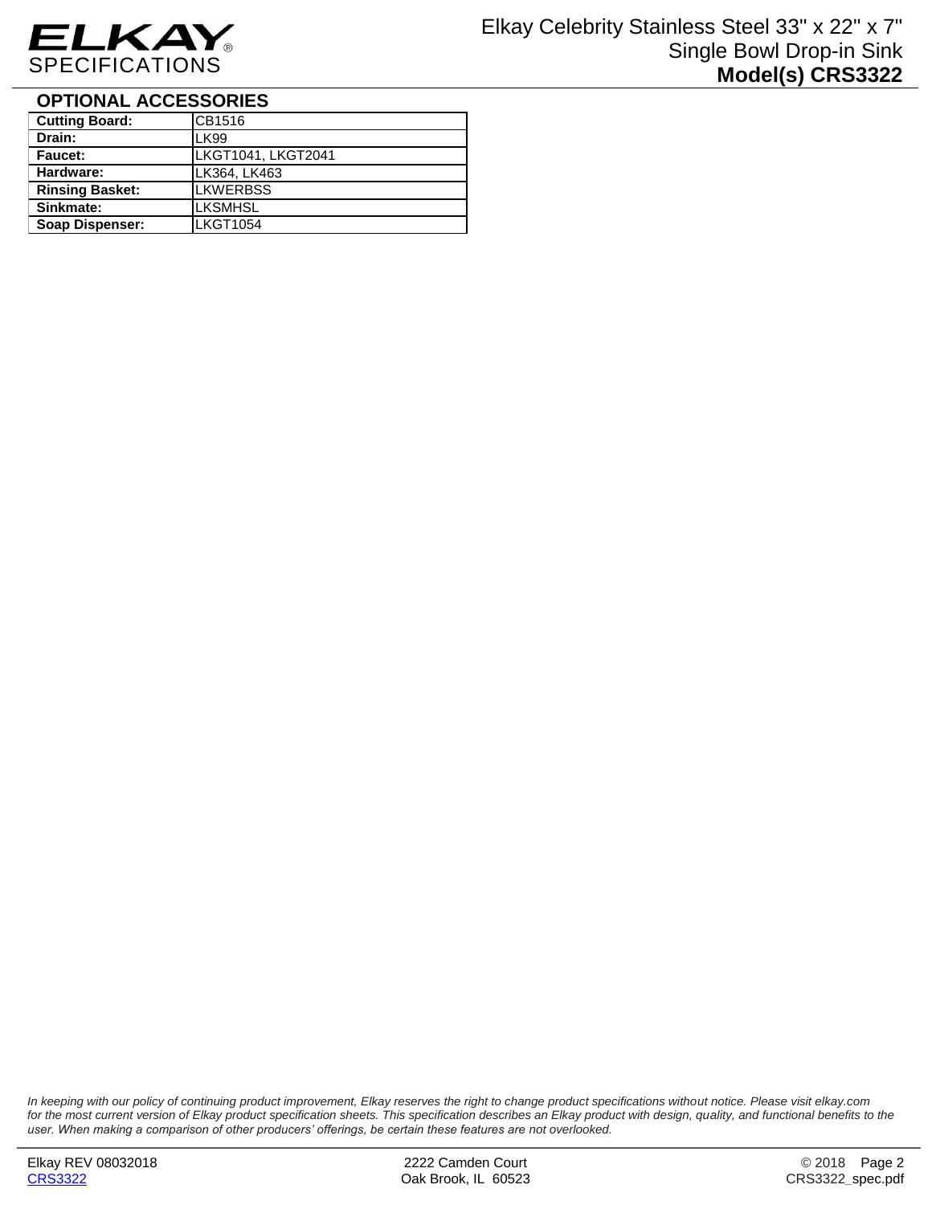## OPTIONAL ACCESSORIES

| | |
|---|---|
| **Cutting Board:** | CB1516 |
| **Drain:** | LK99 |
| **Faucet:** | LKGT1041, LKGT2041 |
| **Hardware:** | LK364, LK463 |
| **Rinsing Basket:** | LKWERBSS |
| **Sinkmate:** | LKSMHSL |
| **Soap Dispenser:** | LKGT1054 |

*In keeping with our policy of continuing product improvement, Elkay reserves the right to change product specifications without notice. Please visit elkay.com for the most current version of Elkay product specification sheets. This specification describes an Elkay product with design, quality, and functional benefits to the user. When making a comparison of other producers' offerings, be certain these features are not overlooked.*